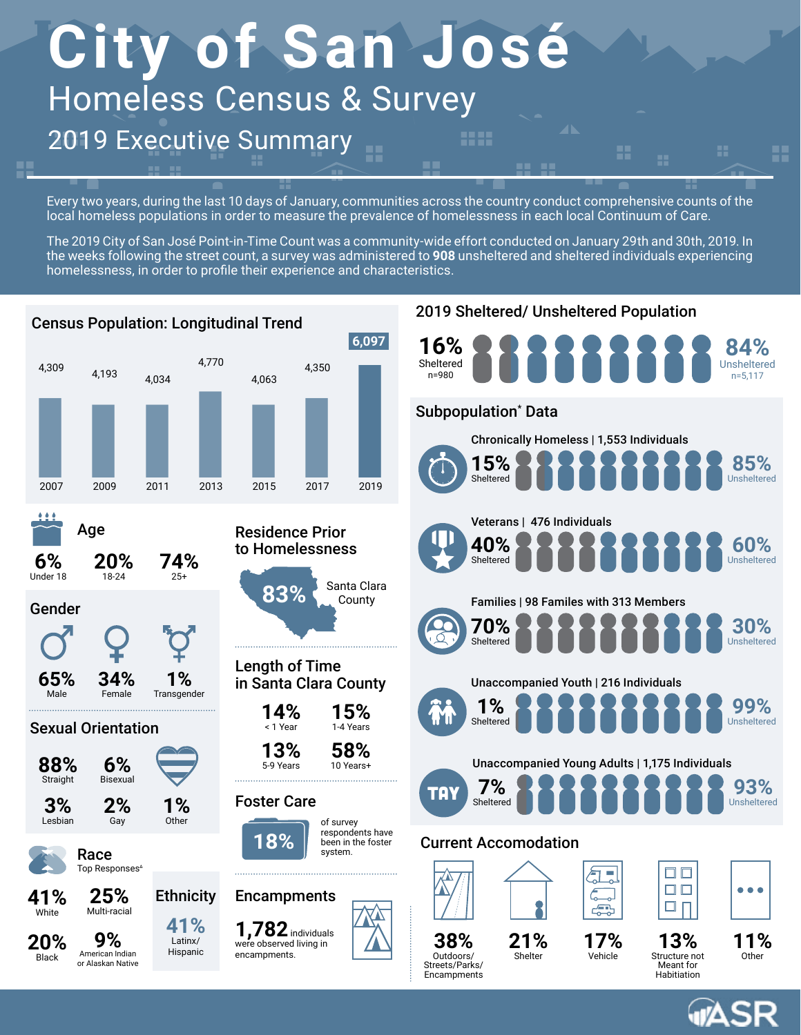# City of San José

## Homeless Census & Survey

### 2019 Executive Summary

Every two years, during the last 10 days of January, communities across the country conduct comprehensive counts of the local homeless populations in order to measure the prevalence of homelessness in each local Continuum of Care.

The 2019 City of San José Point-in-Time Count was a community-wide effort conducted on January 29th and 30th, 2019. In the weeks following the street count, a survey was administered to **908** unsheltered and sheltered individuals experiencing homelessness, in order to profile their experience and characteristics.

## Census Population: Longitudinal Trend

| Year | Population |
|---|---|
| 2007 | 4,309 |
| 2009 | 4,193 |
| 2011 | 4,034 |
| 2013 | 4,770 |
| 2015 | 4,063 |
| 2017 | 4,350 |
| 2019 | 6,097 |

## 2019 Sheltered/ Unsheltered Population

**16%** Sheltered n=980

**84%** Unsheltered n=5,117

## Subpopulation* Data

**Chronically Homeless | 1,553 Individuals**
15% Sheltered — 85% Unsheltered

**Veterans | 476 Individuals**
40% Sheltered — 60% Unsheltered

**Families | 98 Familes with 313 Members**
70% Sheltered — 30% Unsheltered

**Unaccompanied Youth | 216 Individuals**
1% Sheltered — 99% Unsheltered

**Unaccompanied Young Adults | 1,175 Individuals**
TAY: 7% Sheltered — 93% Unsheltered

## Age

- **6%** Under 18
- **20%** 18-24
- **74%** 25+

## Gender

- **65%** Male
- **34%** Female
- **1%** Transgender

## Sexual Orientation

- **88%** Straight
- **6%** Bisexual
- **3%** Lesbian
- **2%** Gay
- **1%** Other

## Race

Top Responses^

- **41%** White
- **25%** Multi-racial
- **20%** Black
- **9%** American Indian or Alaskan Native

## Ethnicity

**41%** Latinx/ Hispanic

## Residence Prior to Homelessness

**83%** Santa Clara County

## Length of Time in Santa Clara County

- **14%** < 1 Year
- **15%** 1-4 Years
- **13%** 5-9 Years
- **58%** 10 Years+

## Foster Care

**18%** of survey respondents have been in the foster system.

## Encampments

**1,782** individuals were observed living in encampments.

## Current Accomodation

- **38%** Outdoors/ Streets/Parks/ Encampments
- **21%** Shelter
- **17%** Vehicle
- **13%** Structure not Meant for Habitiation
- **11%** Other

ASR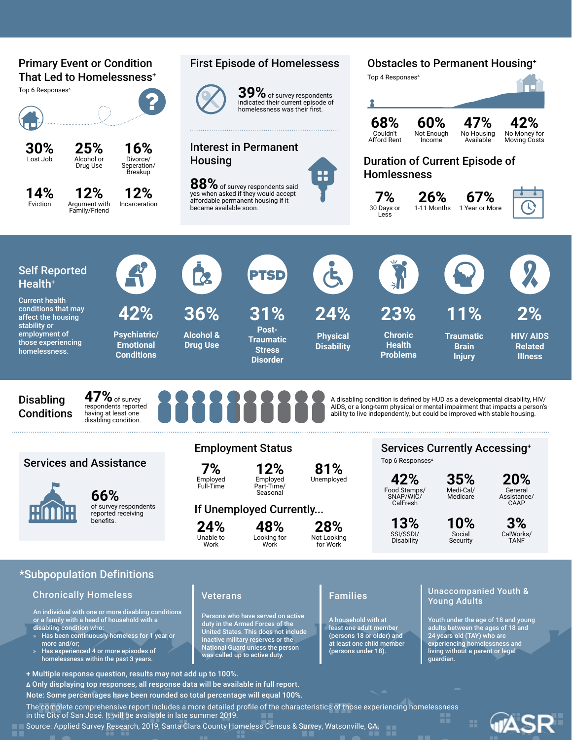## Primary Event or Condition That Led to Homelessness+

Top 6 Responses∆

**30%** Lost Job

**25%** Alcohol or Drug Use

**16%** Divorce/ Seperation/ Breakup

**14%** Eviction

**12%** Argument with Family/Friend

**12%** Incarceration

## First Episode of Homelessess

**39%** of survey respondents indicated their current episode of homelessness was their first.

## Interest in Permanent Housing

**88%** of survey respondents said yes when asked if they would accept affordable permanent housing if it became available soon.

## Obstacles to Permanent Housing+

Top 4 Responses∆

**68%** Couldn't Afford Rent

**60%** Not Enough Income

**47%** No Housing Available

**42%** No Money for Moving Costs

## Duration of Current Episode of Homlessness

**7%** 30 Days or Less

**26%** 1-11 Months

**67%** 1 Year or More

## Self Reported Health+

Current health conditions that may affect the housing stability or employment of those experiencing homelessness.

**42%** Psychiatric/ Emotional Conditions

**36%** Alcohol & Drug Use

**31%** Post-Traumatic Stress Disorder

**24%** Physical Disability

**23%** Chronic Health Problems

**11%** Traumatic Brain Injury

**2%** HIV/ AIDS Related Illness

## Disabling Conditions

**47%** of survey respondents reported having at least one disabling condition.

A disabling condition is defined by HUD as a developmental disability, HIV/ AIDS, or a long-term physical or mental impairment that impacts a person's ability to live independently, but could be improved with stable housing.

## Services and Assistance

**66%** of survey respondents reported receiving benefits.

## Employment Status

**7%** Employed Full-Time

**12%** Employed Part-Time/ Seasonal

**81%** Unemployed

## If Unemployed Currently...

**24%** Unable to Work

**48%** Looking for Work

**28%** Not Looking for Work

## Services Currently Accessing+

Top 6 Responses∆

**42%** Food Stamps/ SNAP/WIC/ CalFresh

**35%** Medi-Cal/ Medicare

**20%** General Assistance/ CAAP

**13%** SSI/SSDI/ Disability

**10%** Social Security

**3%** CalWorks/ TANF

## *Subpopulation Definitions

### Chronically Homeless

An individual with one or more disabling conditions or a family with a head of household with a disabling condition who:

- Has been continuously homeless for 1 year or more and/or;
- Has experienced 4 or more episodes of homelessness within the past 3 years.

### Veterans

Persons who have served on active duty in the Armed Forces of the United States. This does not include inactive military reserves or the National Guard unless the person was called up to active duty.

### Families

A household with at least one adult member (persons 18 or older) and at least one child member (persons under 18).

### Unaccompanied Youth & Young Adults

Youth under the age of 18 and young adults between the ages of 18 and 24 years old (TAY) who are experiencing homelessness and living without a parent or legal guardian.

+ Multiple response question, results may not add up to 100%.

∆ Only displaying top responses, all response data will be available in full report.

Note: Some percentages have been rounded so total percentage will equal 100%.

The complete comprehensive report includes a more detailed profile of the characteristics of those experiencing homelessness in the City of San José. It will be available in late summer 2019.

Source: Applied Survey Research, 2019, Santa Clara County Homeless Census & Survey, Watsonville, CA.